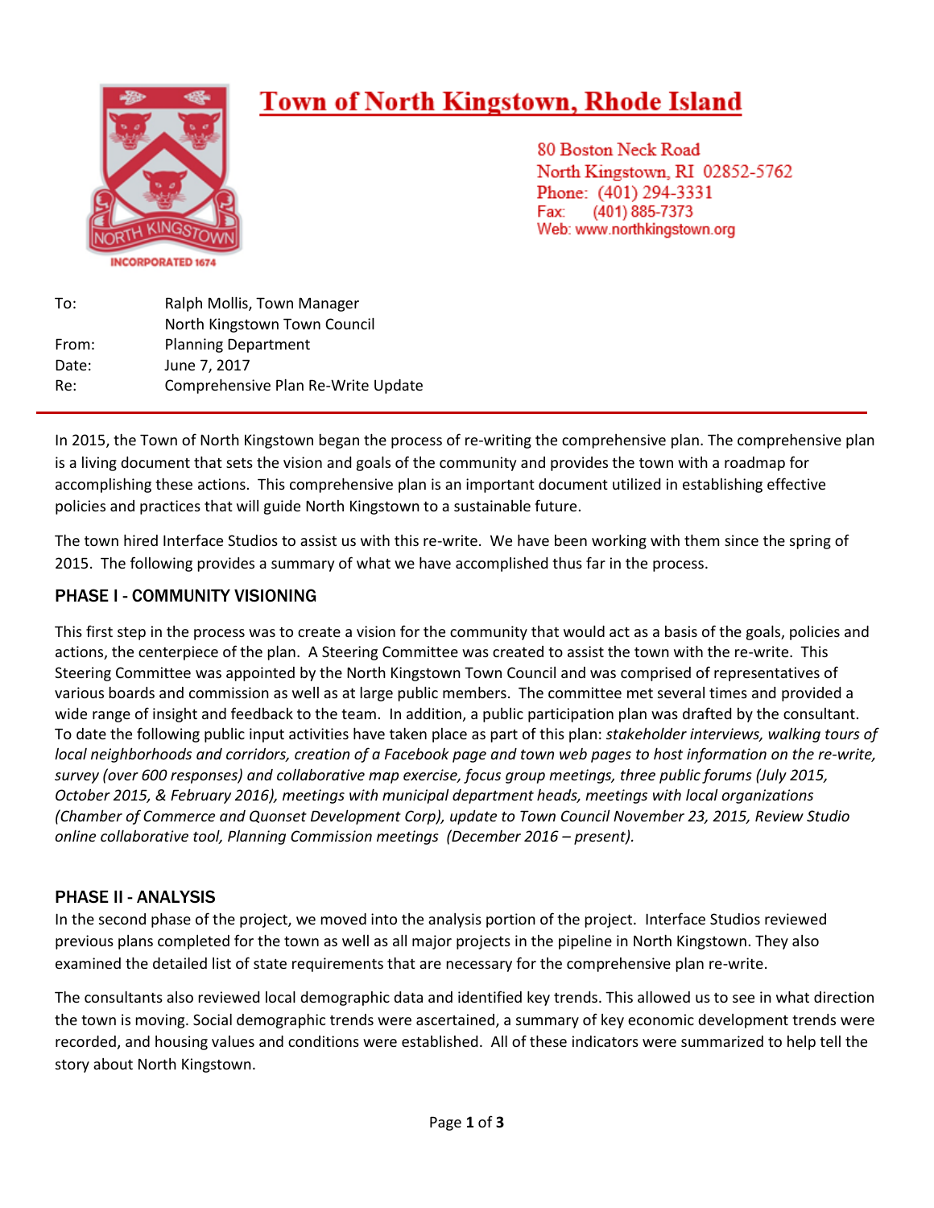# Town of North Kingstown, Rhode Island

80 Boston Neck Road
North Kingstown, RI 02852-5762
Phone: (401) 294-3331
Fax: (401) 885-7373
Web: www.northkingstown.org

INCORPORATED 1674

| | |
|---|---|
| To: | Ralph Mollis, Town Manager<br>North Kingstown Town Council |
| From: | Planning Department |
| Date: | June 7, 2017 |
| Re: | Comprehensive Plan Re-Write Update |

In 2015, the Town of North Kingstown began the process of re-writing the comprehensive plan. The comprehensive plan is a living document that sets the vision and goals of the community and provides the town with a roadmap for accomplishing these actions. This comprehensive plan is an important document utilized in establishing effective policies and practices that will guide North Kingstown to a sustainable future.

The town hired Interface Studios to assist us with this re-write. We have been working with them since the spring of 2015. The following provides a summary of what we have accomplished thus far in the process.

## PHASE I - COMMUNITY VISIONING

This first step in the process was to create a vision for the community that would act as a basis of the goals, policies and actions, the centerpiece of the plan. A Steering Committee was created to assist the town with the re-write. This Steering Committee was appointed by the North Kingstown Town Council and was comprised of representatives of various boards and commission as well as at large public members. The committee met several times and provided a wide range of insight and feedback to the team. In addition, a public participation plan was drafted by the consultant. To date the following public input activities have taken place as part of this plan: *stakeholder interviews, walking tours of local neighborhoods and corridors, creation of a Facebook page and town web pages to host information on the re-write, survey (over 600 responses) and collaborative map exercise, focus group meetings, three public forums (July 2015, October 2015, & February 2016), meetings with municipal department heads, meetings with local organizations (Chamber of Commerce and Quonset Development Corp), update to Town Council November 23, 2015, Review Studio online collaborative tool, Planning Commission meetings (December 2016 – present).*

## PHASE II - ANALYSIS

In the second phase of the project, we moved into the analysis portion of the project. Interface Studios reviewed previous plans completed for the town as well as all major projects in the pipeline in North Kingstown. They also examined the detailed list of state requirements that are necessary for the comprehensive plan re-write.

The consultants also reviewed local demographic data and identified key trends. This allowed us to see in what direction the town is moving. Social demographic trends were ascertained, a summary of key economic development trends were recorded, and housing values and conditions were established. All of these indicators were summarized to help tell the story about North Kingstown.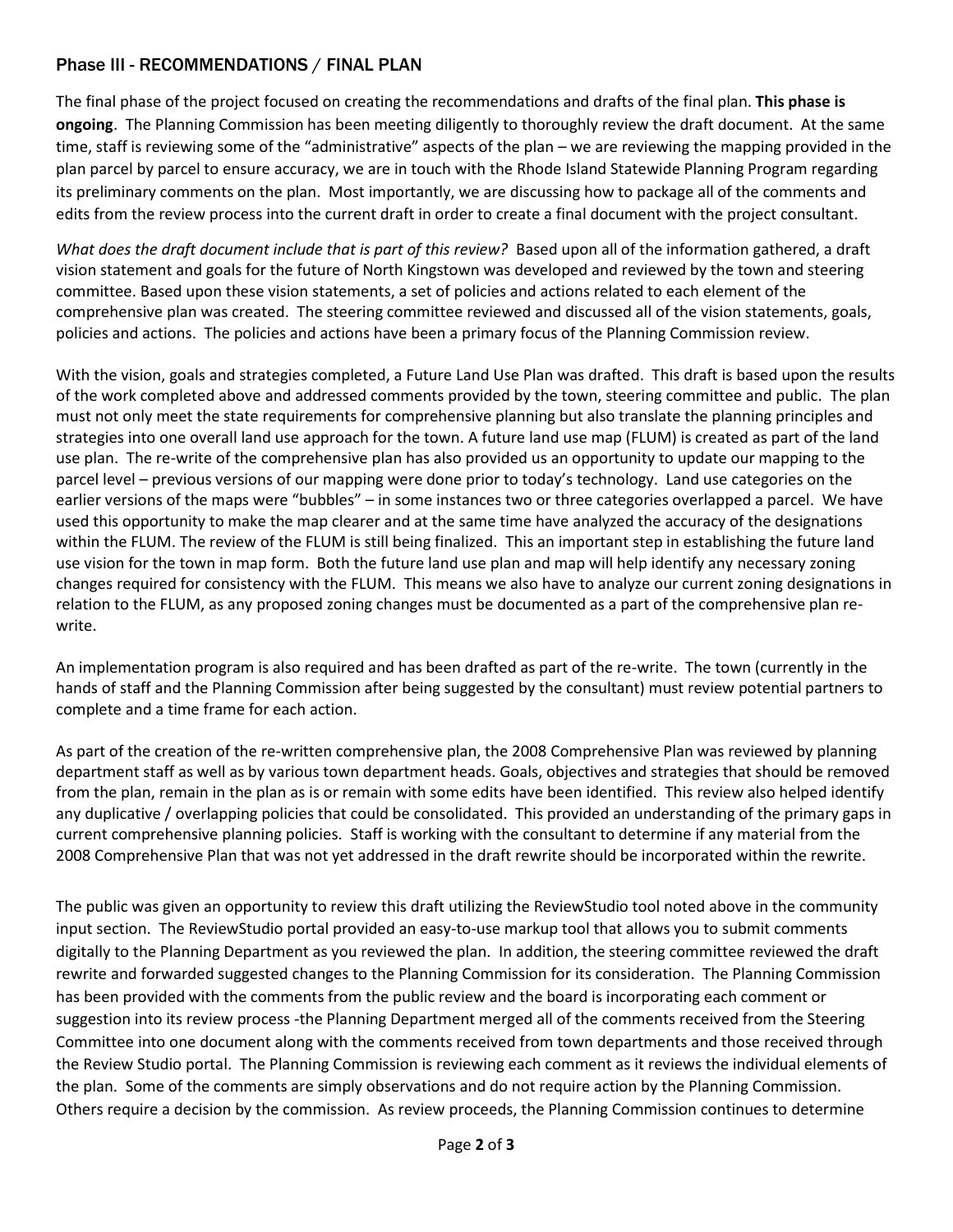## Phase III - RECOMMENDATIONS / FINAL PLAN

The final phase of the project focused on creating the recommendations and drafts of the final plan. **This phase is ongoing**. The Planning Commission has been meeting diligently to thoroughly review the draft document. At the same time, staff is reviewing some of the "administrative" aspects of the plan – we are reviewing the mapping provided in the plan parcel by parcel to ensure accuracy, we are in touch with the Rhode Island Statewide Planning Program regarding its preliminary comments on the plan. Most importantly, we are discussing how to package all of the comments and edits from the review process into the current draft in order to create a final document with the project consultant.

*What does the draft document include that is part of this review?* Based upon all of the information gathered, a draft vision statement and goals for the future of North Kingstown was developed and reviewed by the town and steering committee. Based upon these vision statements, a set of policies and actions related to each element of the comprehensive plan was created. The steering committee reviewed and discussed all of the vision statements, goals, policies and actions. The policies and actions have been a primary focus of the Planning Commission review.

With the vision, goals and strategies completed, a Future Land Use Plan was drafted. This draft is based upon the results of the work completed above and addressed comments provided by the town, steering committee and public. The plan must not only meet the state requirements for comprehensive planning but also translate the planning principles and strategies into one overall land use approach for the town. A future land use map (FLUM) is created as part of the land use plan. The re-write of the comprehensive plan has also provided us an opportunity to update our mapping to the parcel level – previous versions of our mapping were done prior to today's technology. Land use categories on the earlier versions of the maps were "bubbles" – in some instances two or three categories overlapped a parcel. We have used this opportunity to make the map clearer and at the same time have analyzed the accuracy of the designations within the FLUM. The review of the FLUM is still being finalized. This an important step in establishing the future land use vision for the town in map form. Both the future land use plan and map will help identify any necessary zoning changes required for consistency with the FLUM. This means we also have to analyze our current zoning designations in relation to the FLUM, as any proposed zoning changes must be documented as a part of the comprehensive plan re-write.

An implementation program is also required and has been drafted as part of the re-write. The town (currently in the hands of staff and the Planning Commission after being suggested by the consultant) must review potential partners to complete and a time frame for each action.

As part of the creation of the re-written comprehensive plan, the 2008 Comprehensive Plan was reviewed by planning department staff as well as by various town department heads. Goals, objectives and strategies that should be removed from the plan, remain in the plan as is or remain with some edits have been identified. This review also helped identify any duplicative / overlapping policies that could be consolidated. This provided an understanding of the primary gaps in current comprehensive planning policies. Staff is working with the consultant to determine if any material from the 2008 Comprehensive Plan that was not yet addressed in the draft rewrite should be incorporated within the rewrite.

The public was given an opportunity to review this draft utilizing the ReviewStudio tool noted above in the community input section. The ReviewStudio portal provided an easy-to-use markup tool that allows you to submit comments digitally to the Planning Department as you reviewed the plan. In addition, the steering committee reviewed the draft rewrite and forwarded suggested changes to the Planning Commission for its consideration. The Planning Commission has been provided with the comments from the public review and the board is incorporating each comment or suggestion into its review process -the Planning Department merged all of the comments received from the Steering Committee into one document along with the comments received from town departments and those received through the Review Studio portal. The Planning Commission is reviewing each comment as it reviews the individual elements of the plan. Some of the comments are simply observations and do not require action by the Planning Commission. Others require a decision by the commission. As review proceeds, the Planning Commission continues to determine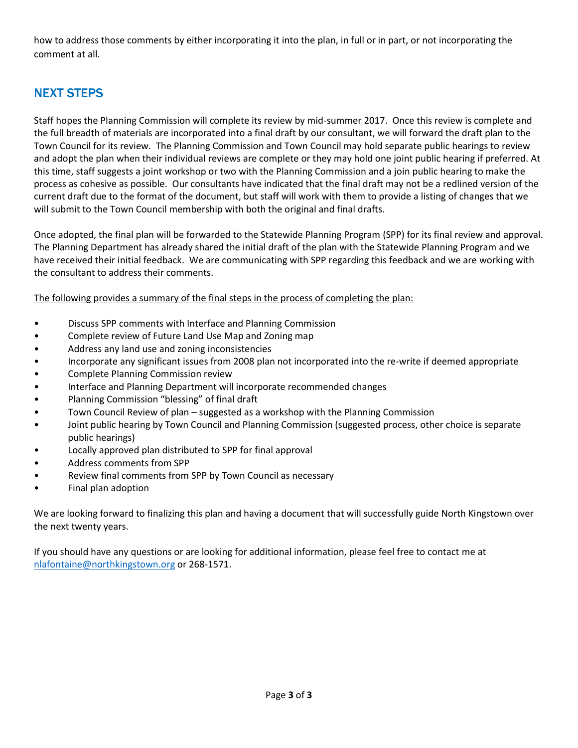how to address those comments by either incorporating it into the plan, in full or in part, or not incorporating the comment at all.

## NEXT STEPS

Staff hopes the Planning Commission will complete its review by mid-summer 2017. Once this review is complete and the full breadth of materials are incorporated into a final draft by our consultant, we will forward the draft plan to the Town Council for its review. The Planning Commission and Town Council may hold separate public hearings to review and adopt the plan when their individual reviews are complete or they may hold one joint public hearing if preferred. At this time, staff suggests a joint workshop or two with the Planning Commission and a join public hearing to make the process as cohesive as possible. Our consultants have indicated that the final draft may not be a redlined version of the current draft due to the format of the document, but staff will work with them to provide a listing of changes that we will submit to the Town Council membership with both the original and final drafts.

Once adopted, the final plan will be forwarded to the Statewide Planning Program (SPP) for its final review and approval. The Planning Department has already shared the initial draft of the plan with the Statewide Planning Program and we have received their initial feedback. We are communicating with SPP regarding this feedback and we are working with the consultant to address their comments.

<u>The following provides a summary of the final steps in the process of completing the plan:</u>

- Discuss SPP comments with Interface and Planning Commission
- Complete review of Future Land Use Map and Zoning map
- Address any land use and zoning inconsistencies
- Incorporate any significant issues from 2008 plan not incorporated into the re-write if deemed appropriate
- Complete Planning Commission review
- Interface and Planning Department will incorporate recommended changes
- Planning Commission "blessing" of final draft
- Town Council Review of plan – suggested as a workshop with the Planning Commission
- Joint public hearing by Town Council and Planning Commission (suggested process, other choice is separate public hearings)
- Locally approved plan distributed to SPP for final approval
- Address comments from SPP
- Review final comments from SPP by Town Council as necessary
- Final plan adoption

We are looking forward to finalizing this plan and having a document that will successfully guide North Kingstown over the next twenty years.

If you should have any questions or are looking for additional information, please feel free to contact me at nlafontaine@northkingstown.org or 268-1571.